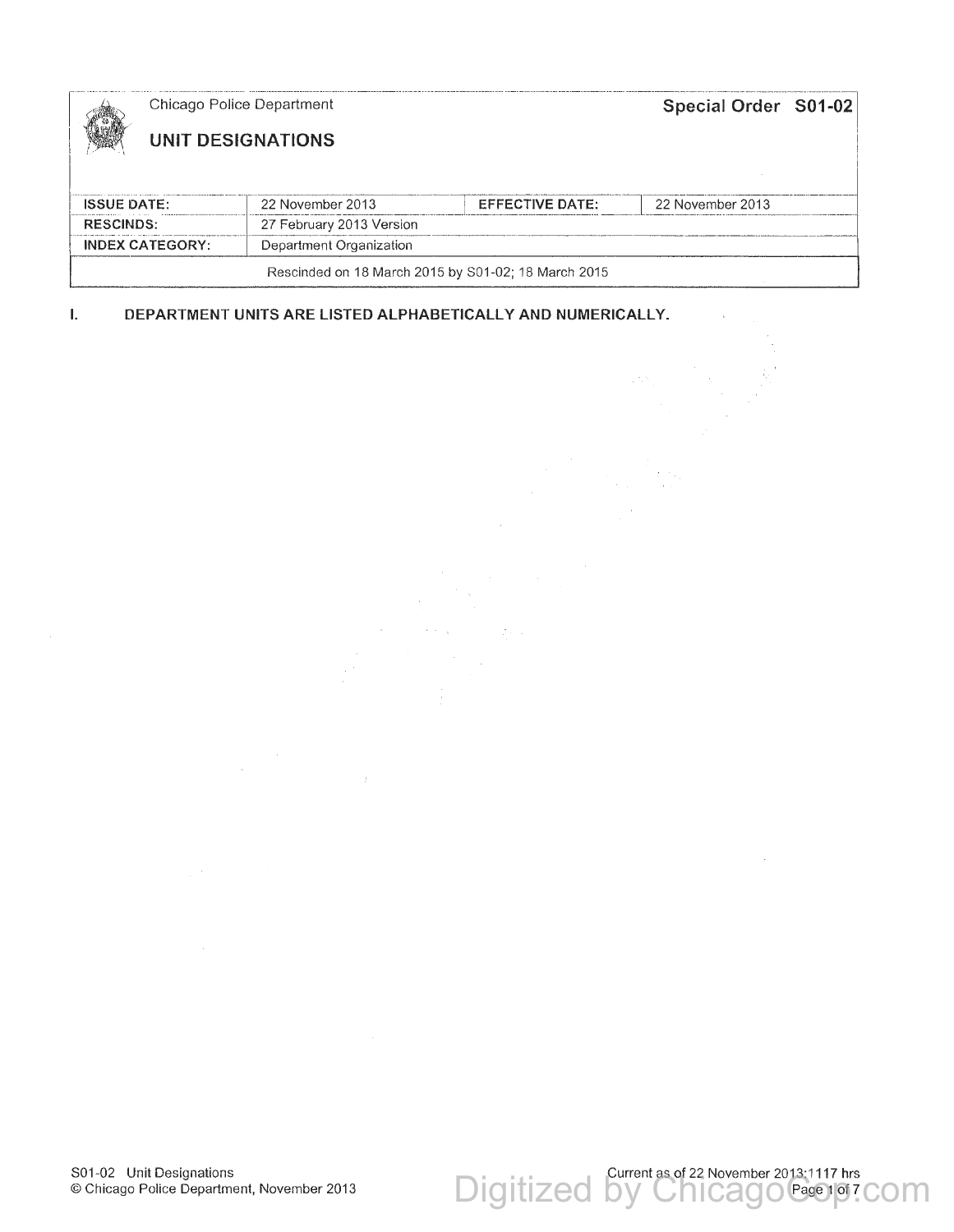Chicago Police Department

# UNIT DESIGNATIONS

**Special Order S01-02**

| **ISSUE DATE:** | 22 November 2013 | **EFFECTIVE DATE:** | 22 November 2013 |
|---|---|---|---|
| **RESCINDS:** | 27 February 2013 Version | | |
| **INDEX CATEGORY:** | Department Organization | | |

Rescinded on 18 March 2015 by S01-02; 18 March 2015

## I. DEPARTMENT UNITS ARE LISTED ALPHABETICALLY AND NUMERICALLY.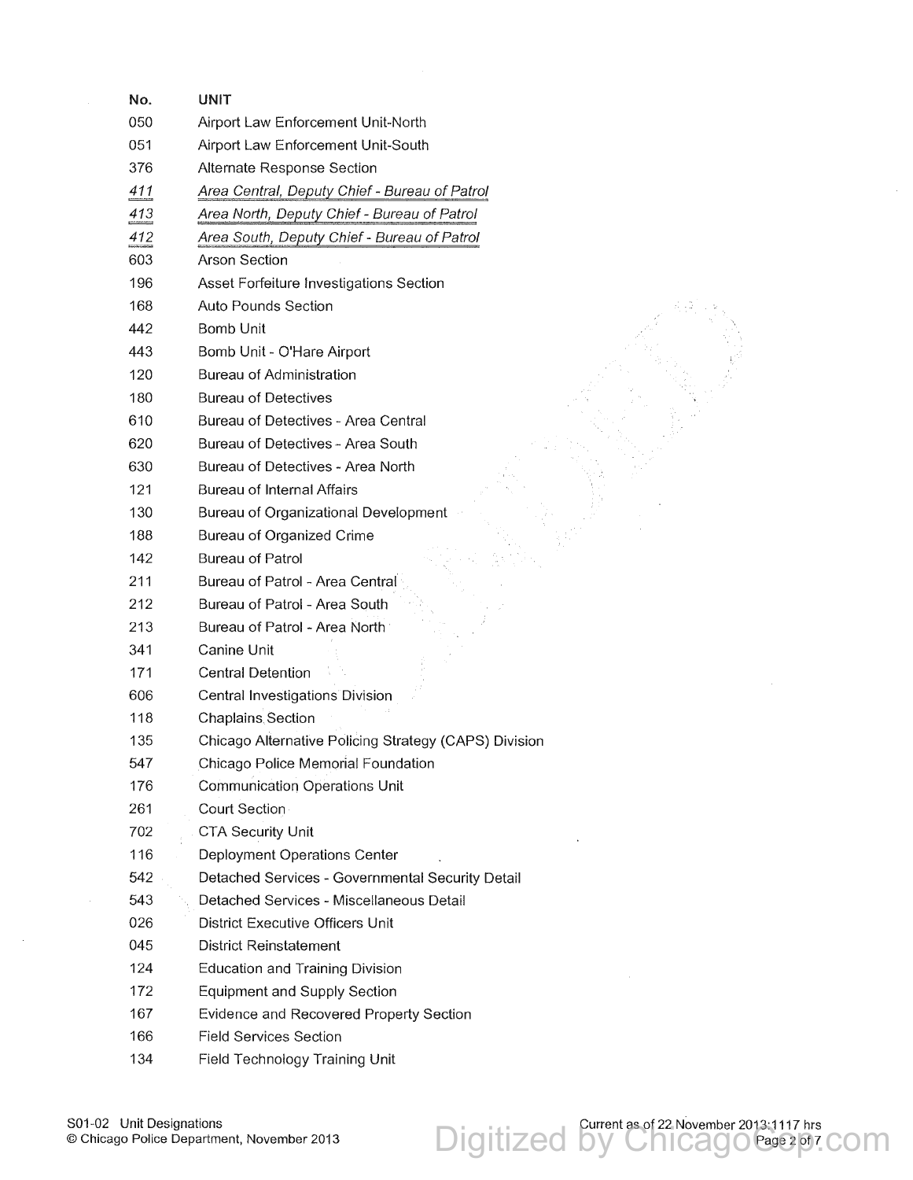| No. | UNIT |
| --- | --- |
| 050 | Airport Law Enforcement Unit-North |
| 051 | Airport Law Enforcement Unit-South |
| 376 | Alternate Response Section |
| *411* | *Area Central, Deputy Chief - Bureau of Patrol* |
| *413* | *Area North, Deputy Chief - Bureau of Patrol* |
| *412* | *Area South, Deputy Chief - Bureau of Patrol* |
| 603 | Arson Section |
| 196 | Asset Forfeiture Investigations Section |
| 168 | Auto Pounds Section |
| 442 | Bomb Unit |
| 443 | Bomb Unit - O'Hare Airport |
| 120 | Bureau of Administration |
| 180 | Bureau of Detectives |
| 610 | Bureau of Detectives - Area Central |
| 620 | Bureau of Detectives - Area South |
| 630 | Bureau of Detectives - Area North |
| 121 | Bureau of Internal Affairs |
| 130 | Bureau of Organizational Development |
| 188 | Bureau of Organized Crime |
| 142 | Bureau of Patrol |
| 211 | Bureau of Patrol - Area Central |
| 212 | Bureau of Patrol - Area South |
| 213 | Bureau of Patrol - Area North |
| 341 | Canine Unit |
| 171 | Central Detention |
| 606 | Central Investigations Division |
| 118 | Chaplains Section |
| 135 | Chicago Alternative Policing Strategy (CAPS) Division |
| 547 | Chicago Police Memorial Foundation |
| 176 | Communication Operations Unit |
| 261 | Court Section |
| 702 | CTA Security Unit |
| 116 | Deployment Operations Center |
| 542 | Detached Services - Governmental Security Detail |
| 543 | Detached Services - Miscellaneous Detail |
| 026 | District Executive Officers Unit |
| 045 | District Reinstatement |
| 124 | Education and Training Division |
| 172 | Equipment and Supply Section |
| 167 | Evidence and Recovered Property Section |
| 166 | Field Services Section |
| 134 | Field Technology Training Unit |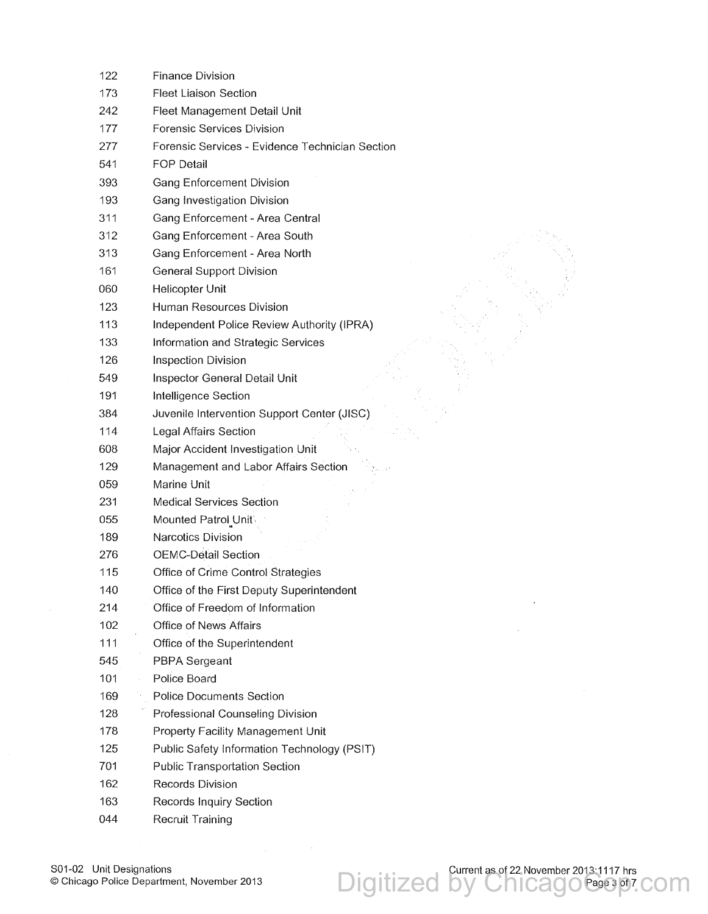| | |
|---|---|
| 122 | Finance Division |
| 173 | Fleet Liaison Section |
| 242 | Fleet Management Detail Unit |
| 177 | Forensic Services Division |
| 277 | Forensic Services - Evidence Technician Section |
| 541 | FOP Detail |
| 393 | Gang Enforcement Division |
| 193 | Gang Investigation Division |
| 311 | Gang Enforcement - Area Central |
| 312 | Gang Enforcement - Area South |
| 313 | Gang Enforcement - Area North |
| 161 | General Support Division |
| 060 | Helicopter Unit |
| 123 | Human Resources Division |
| 113 | Independent Police Review Authority (IPRA) |
| 133 | Information and Strategic Services |
| 126 | Inspection Division |
| 549 | Inspector General Detail Unit |
| 191 | Intelligence Section |
| 384 | Juvenile Intervention Support Center (JISC) |
| 114 | Legal Affairs Section |
| 608 | Major Accident Investigation Unit |
| 129 | Management and Labor Affairs Section |
| 059 | Marine Unit |
| 231 | Medical Services Section |
| 055 | Mounted Patrol Unit |
| 189 | Narcotics Division |
| 276 | OEMC-Detail Section |
| 115 | Office of Crime Control Strategies |
| 140 | Office of the First Deputy Superintendent |
| 214 | Office of Freedom of Information |
| 102 | Office of News Affairs |
| 111 | Office of the Superintendent |
| 545 | PBPA Sergeant |
| 101 | Police Board |
| 169 | Police Documents Section |
| 128 | Professional Counseling Division |
| 178 | Property Facility Management Unit |
| 125 | Public Safety Information Technology (PSIT) |
| 701 | Public Transportation Section |
| 162 | Records Division |
| 163 | Records Inquiry Section |
| 044 | Recruit Training |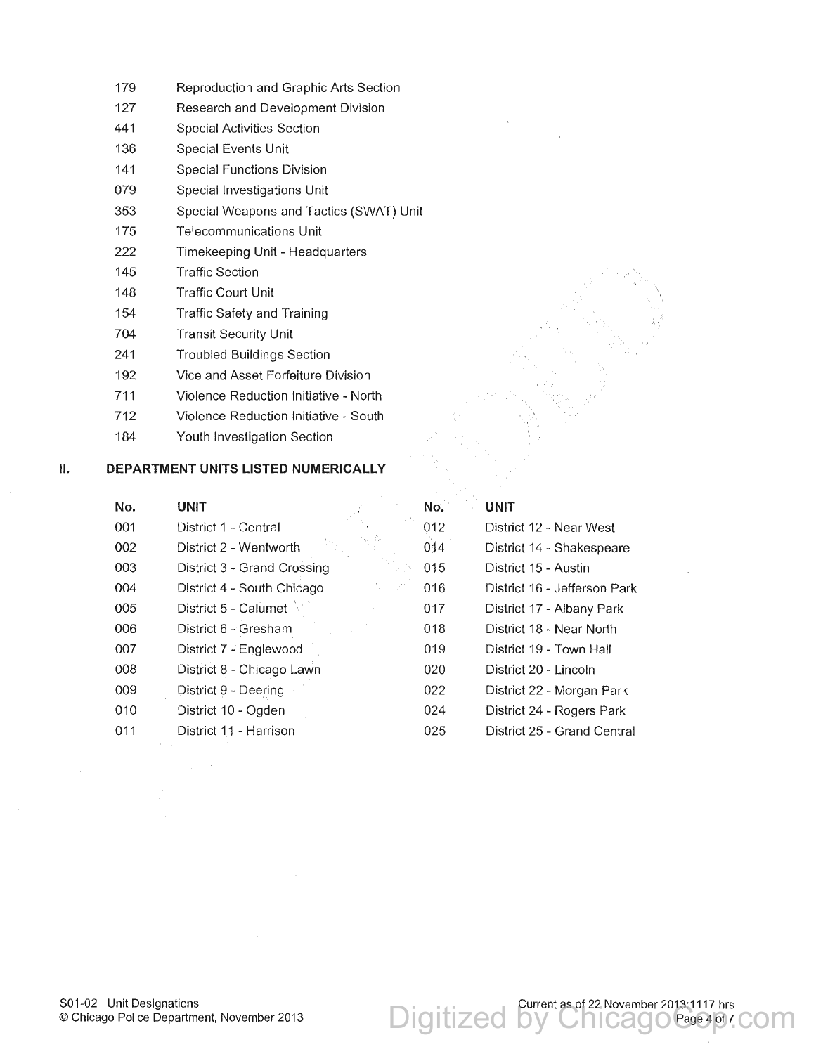| | |
|---|---|
| 179 | Reproduction and Graphic Arts Section |
| 127 | Research and Development Division |
| 441 | Special Activities Section |
| 136 | Special Events Unit |
| 141 | Special Functions Division |
| 079 | Special Investigations Unit |
| 353 | Special Weapons and Tactics (SWAT) Unit |
| 175 | Telecommunications Unit |
| 222 | Timekeeping Unit - Headquarters |
| 145 | Traffic Section |
| 148 | Traffic Court Unit |
| 154 | Traffic Safety and Training |
| 704 | Transit Security Unit |
| 241 | Troubled Buildings Section |
| 192 | Vice and Asset Forfeiture Division |
| 711 | Violence Reduction Initiative - North |
| 712 | Violence Reduction Initiative - South |
| 184 | Youth Investigation Section |

## II. DEPARTMENT UNITS LISTED NUMERICALLY

| No. | UNIT | No. | UNIT |
|---|---|---|---|
| 001 | District 1 - Central | 012 | District 12 - Near West |
| 002 | District 2 - Wentworth | 014 | District 14 - Shakespeare |
| 003 | District 3 - Grand Crossing | 015 | District 15 - Austin |
| 004 | District 4 - South Chicago | 016 | District 16 - Jefferson Park |
| 005 | District 5 - Calumet | 017 | District 17 - Albany Park |
| 006 | District 6 - Gresham | 018 | District 18 - Near North |
| 007 | District 7 - Englewood | 019 | District 19 - Town Hall |
| 008 | District 8 - Chicago Lawn | 020 | District 20 - Lincoln |
| 009 | District 9 - Deering | 022 | District 22 - Morgan Park |
| 010 | District 10 - Ogden | 024 | District 24 - Rogers Park |
| 011 | District 11 - Harrison | 025 | District 25 - Grand Central |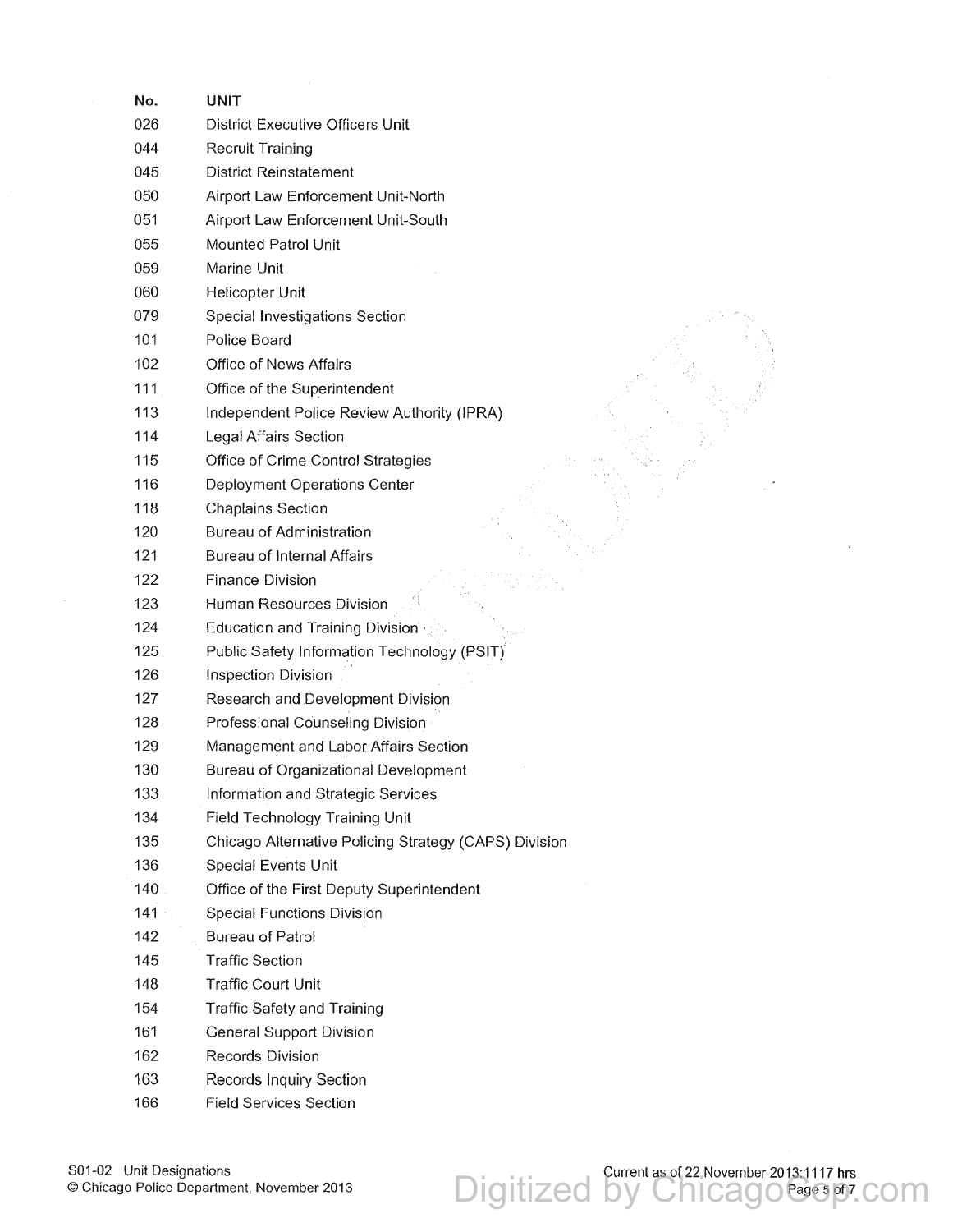| No. | UNIT |
|---|---|
| 026 | District Executive Officers Unit |
| 044 | Recruit Training |
| 045 | District Reinstatement |
| 050 | Airport Law Enforcement Unit-North |
| 051 | Airport Law Enforcement Unit-South |
| 055 | Mounted Patrol Unit |
| 059 | Marine Unit |
| 060 | Helicopter Unit |
| 079 | Special Investigations Section |
| 101 | Police Board |
| 102 | Office of News Affairs |
| 111 | Office of the Superintendent |
| 113 | Independent Police Review Authority (IPRA) |
| 114 | Legal Affairs Section |
| 115 | Office of Crime Control Strategies |
| 116 | Deployment Operations Center |
| 118 | Chaplains Section |
| 120 | Bureau of Administration |
| 121 | Bureau of Internal Affairs |
| 122 | Finance Division |
| 123 | Human Resources Division |
| 124 | Education and Training Division |
| 125 | Public Safety Information Technology (PSIT) |
| 126 | Inspection Division |
| 127 | Research and Development Division |
| 128 | Professional Counseling Division |
| 129 | Management and Labor Affairs Section |
| 130 | Bureau of Organizational Development |
| 133 | Information and Strategic Services |
| 134 | Field Technology Training Unit |
| 135 | Chicago Alternative Policing Strategy (CAPS) Division |
| 136 | Special Events Unit |
| 140 | Office of the First Deputy Superintendent |
| 141 | Special Functions Division |
| 142 | Bureau of Patrol |
| 145 | Traffic Section |
| 148 | Traffic Court Unit |
| 154 | Traffic Safety and Training |
| 161 | General Support Division |
| 162 | Records Division |
| 163 | Records Inquiry Section |
| 166 | Field Services Section |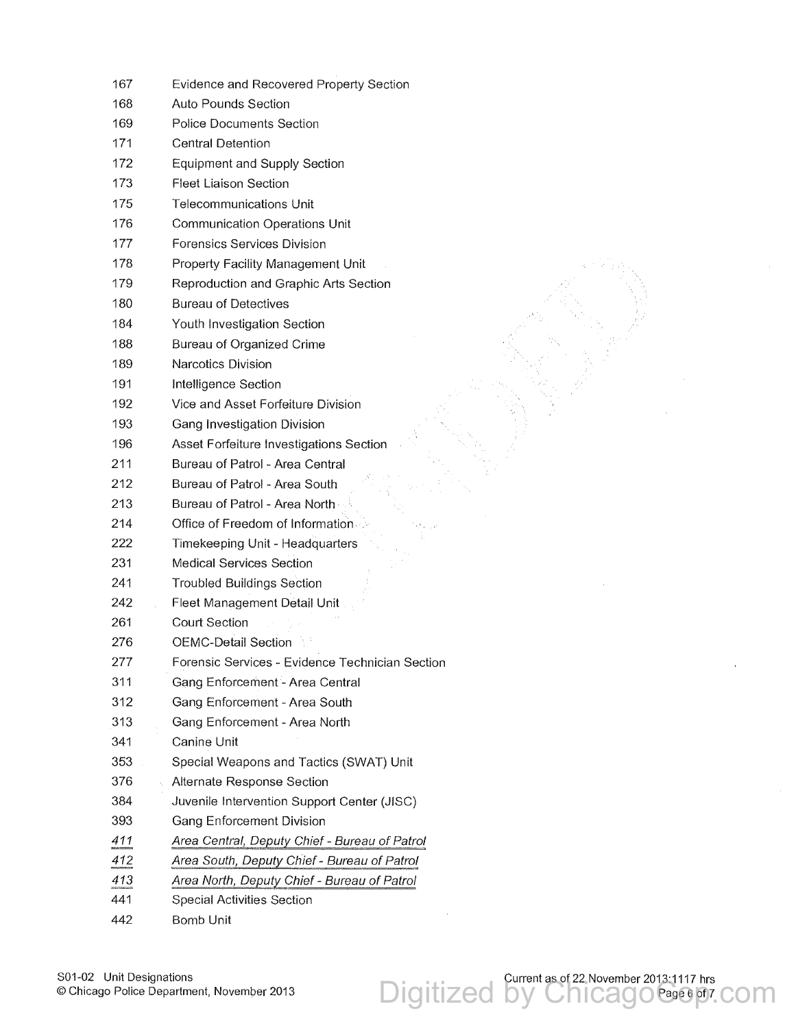| | |
|---|---|
| 167 | Evidence and Recovered Property Section |
| 168 | Auto Pounds Section |
| 169 | Police Documents Section |
| 171 | Central Detention |
| 172 | Equipment and Supply Section |
| 173 | Fleet Liaison Section |
| 175 | Telecommunications Unit |
| 176 | Communication Operations Unit |
| 177 | Forensics Services Division |
| 178 | Property Facility Management Unit |
| 179 | Reproduction and Graphic Arts Section |
| 180 | Bureau of Detectives |
| 184 | Youth Investigation Section |
| 188 | Bureau of Organized Crime |
| 189 | Narcotics Division |
| 191 | Intelligence Section |
| 192 | Vice and Asset Forfeiture Division |
| 193 | Gang Investigation Division |
| 196 | Asset Forfeiture Investigations Section |
| 211 | Bureau of Patrol - Area Central |
| 212 | Bureau of Patrol - Area South |
| 213 | Bureau of Patrol - Area North |
| 214 | Office of Freedom of Information |
| 222 | Timekeeping Unit - Headquarters |
| 231 | Medical Services Section |
| 241 | Troubled Buildings Section |
| 242 | Fleet Management Detail Unit |
| 261 | Court Section |
| 276 | OEMC-Detail Section |
| 277 | Forensic Services - Evidence Technician Section |
| 311 | Gang Enforcement - Area Central |
| 312 | Gang Enforcement - Area South |
| 313 | Gang Enforcement - Area North |
| 341 | Canine Unit |
| 353 | Special Weapons and Tactics (SWAT) Unit |
| 376 | Alternate Response Section |
| 384 | Juvenile Intervention Support Center (JISC) |
| 393 | Gang Enforcement Division |
| *411* | *Area Central, Deputy Chief - Bureau of Patrol* |
| *412* | *Area South, Deputy Chief - Bureau of Patrol* |
| *413* | *Area North, Deputy Chief - Bureau of Patrol* |
| 441 | Special Activities Section |
| 442 | Bomb Unit |

S01-02 Unit Designations
© Chicago Police Department, November 2013

Current as of 22 November 2013:1117 hrs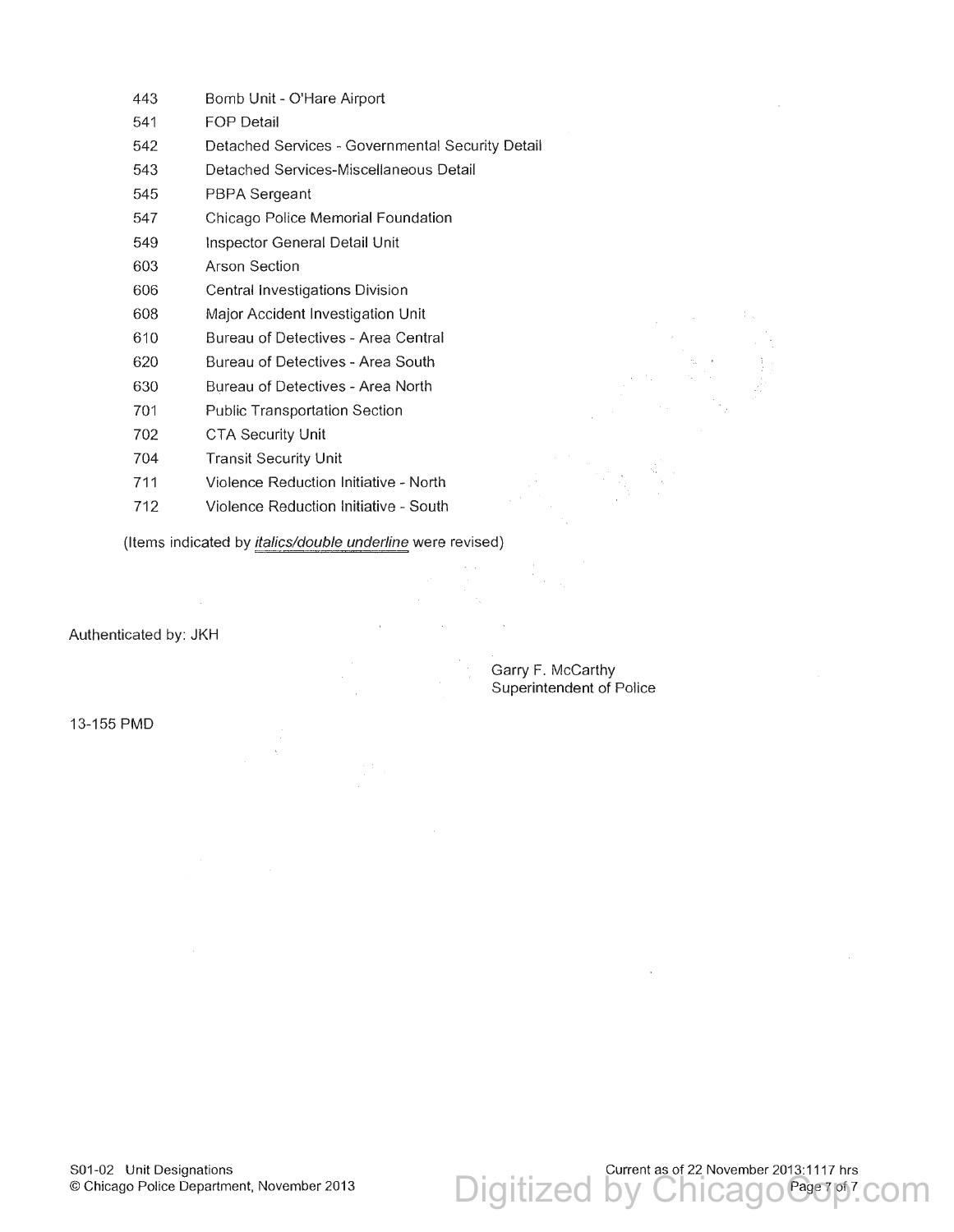| | |
|---|---|
| 443 | Bomb Unit - O'Hare Airport |
| 541 | FOP Detail |
| 542 | Detached Services - Governmental Security Detail |
| 543 | Detached Services-Miscellaneous Detail |
| 545 | PBPA Sergeant |
| 547 | Chicago Police Memorial Foundation |
| 549 | Inspector General Detail Unit |
| 603 | Arson Section |
| 606 | Central Investigations Division |
| 608 | Major Accident Investigation Unit |
| 610 | Bureau of Detectives - Area Central |
| 620 | Bureau of Detectives - Area South |
| 630 | Bureau of Detectives - Area North |
| 701 | Public Transportation Section |
| 702 | CTA Security Unit |
| 704 | Transit Security Unit |
| 711 | Violence Reduction Initiative - North |
| 712 | Violence Reduction Initiative - South |

(Items indicated by *italics/double underline* were revised)

Authenticated by: JKH

Garry F. McCarthy
Superintendent of Police

13-155 PMD